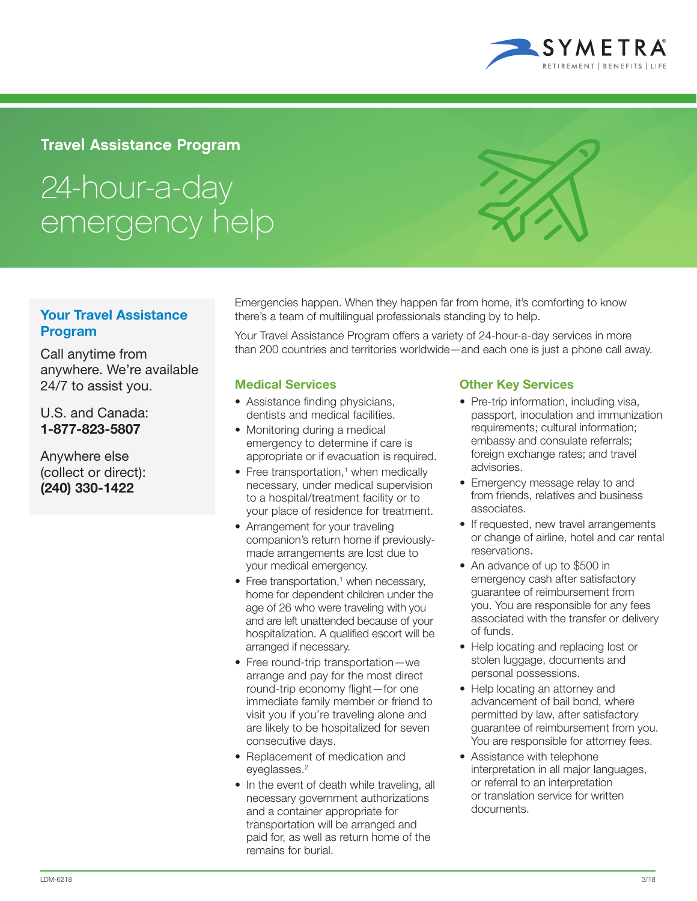SYMETRA
RETIREMENT | BENEFITS | LIFE

**Travel Assistance Program**

# 24-hour-a-day emergency help

## Your Travel Assistance Program

Call anytime from anywhere. We're available 24/7 to assist you.

U.S. and Canada:
**1-877-823-5807**

Anywhere else (collect or direct):
**(240) 330-1422**

Emergencies happen. When they happen far from home, it's comforting to know there's a team of multilingual professionals standing by to help.

Your Travel Assistance Program offers a variety of 24-hour-a-day services in more than 200 countries and territories worldwide—and each one is just a phone call away.

## Medical Services

- Assistance finding physicians, dentists and medical facilities.
- Monitoring during a medical emergency to determine if care is appropriate or if evacuation is required.
- Free transportation,[1] when medically necessary, under medical supervision to a hospital/treatment facility or to your place of residence for treatment.
- Arrangement for your traveling companion's return home if previously-made arrangements are lost due to your medical emergency.
- Free transportation,[1] when necessary, home for dependent children under the age of 26 who were traveling with you and are left unattended because of your hospitalization. A qualified escort will be arranged if necessary.
- Free round-trip transportation—we arrange and pay for the most direct round-trip economy flight—for one immediate family member or friend to visit you if you're traveling alone and are likely to be hospitalized for seven consecutive days.
- Replacement of medication and eyeglasses.[2]
- In the event of death while traveling, all necessary government authorizations and a container appropriate for transportation will be arranged and paid for, as well as return home of the remains for burial.

## Other Key Services

- Pre-trip information, including visa, passport, inoculation and immunization requirements; cultural information; embassy and consulate referrals; foreign exchange rates; and travel advisories.
- Emergency message relay to and from friends, relatives and business associates.
- If requested, new travel arrangements or change of airline, hotel and car rental reservations.
- An advance of up to $500 in emergency cash after satisfactory guarantee of reimbursement from you. You are responsible for any fees associated with the transfer or delivery of funds.
- Help locating and replacing lost or stolen luggage, documents and personal possessions.
- Help locating an attorney and advancement of bail bond, where permitted by law, after satisfactory guarantee of reimbursement from you. You are responsible for attorney fees.
- Assistance with telephone interpretation in all major languages, or referral to an interpretation or translation service for written documents.

LDM-6218 3/18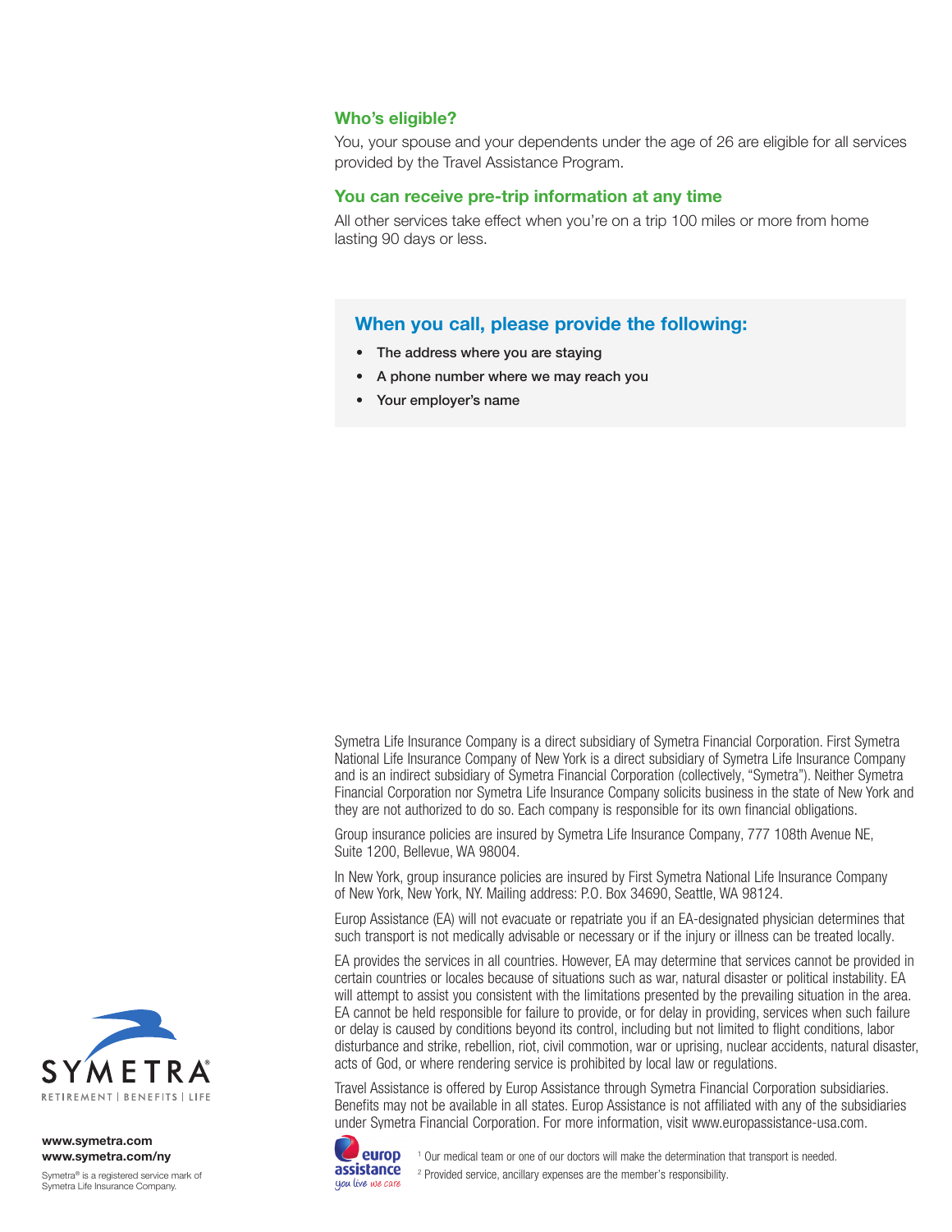## Who's eligible?

You, your spouse and your dependents under the age of 26 are eligible for all services provided by the Travel Assistance Program.

## You can receive pre-trip information at any time

All other services take effect when you're on a trip 100 miles or more from home lasting 90 days or less.

### When you call, please provide the following:

- The address where you are staying
- A phone number where we may reach you
- Your employer's name

Symetra Life Insurance Company is a direct subsidiary of Symetra Financial Corporation. First Symetra National Life Insurance Company of New York is a direct subsidiary of Symetra Life Insurance Company and is an indirect subsidiary of Symetra Financial Corporation (collectively, "Symetra"). Neither Symetra Financial Corporation nor Symetra Life Insurance Company solicits business in the state of New York and they are not authorized to do so. Each company is responsible for its own financial obligations.

Group insurance policies are insured by Symetra Life Insurance Company, 777 108th Avenue NE, Suite 1200, Bellevue, WA 98004.

In New York, group insurance policies are insured by First Symetra National Life Insurance Company of New York, New York, NY. Mailing address: P.O. Box 34690, Seattle, WA 98124.

Europ Assistance (EA) will not evacuate or repatriate you if an EA-designated physician determines that such transport is not medically advisable or necessary or if the injury or illness can be treated locally.

EA provides the services in all countries. However, EA may determine that services cannot be provided in certain countries or locales because of situations such as war, natural disaster or political instability. EA will attempt to assist you consistent with the limitations presented by the prevailing situation in the area. EA cannot be held responsible for failure to provide, or for delay in providing, services when such failure or delay is caused by conditions beyond its control, including but not limited to flight conditions, labor disturbance and strike, rebellion, riot, civil commotion, war or uprising, nuclear accidents, natural disaster, acts of God, or where rendering service is prohibited by local law or regulations.

Travel Assistance is offered by Europ Assistance through Symetra Financial Corporation subsidiaries. Benefits may not be available in all states. Europ Assistance is not affiliated with any of the subsidiaries under Symetra Financial Corporation. For more information, visit www.europassistance-usa.com.

[1] Our medical team or one of our doctors will make the determination that transport is needed.

[2] Provided service, ancillary expenses are the member's responsibility.

SYMETRA
RETIREMENT | BENEFITS | LIFE

**www.symetra.com**
**www.symetra.com/ny**

Symetra® is a registered service mark of Symetra Life Insurance Company.

europ assistance
you live we care